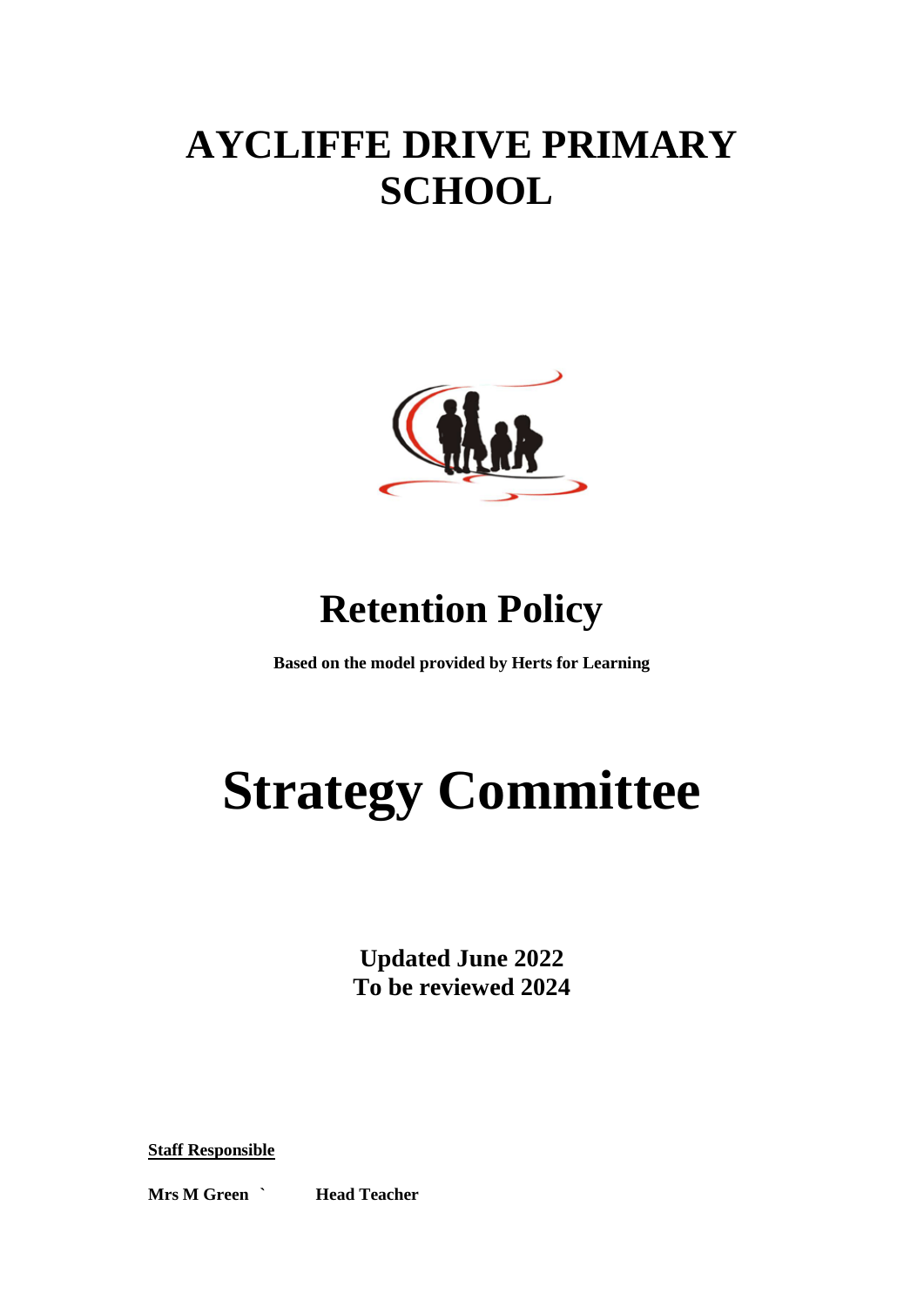# AYCLIFFE DRIVE PRIMARY SCHOOL

# Retention Policy

**Based on the model provided by Herts for Learning**

# Strategy Committee

**Updated June 2022**
**To be reviewed 2024**

**Staff Responsible**

**Mrs M Green ` Head Teacher**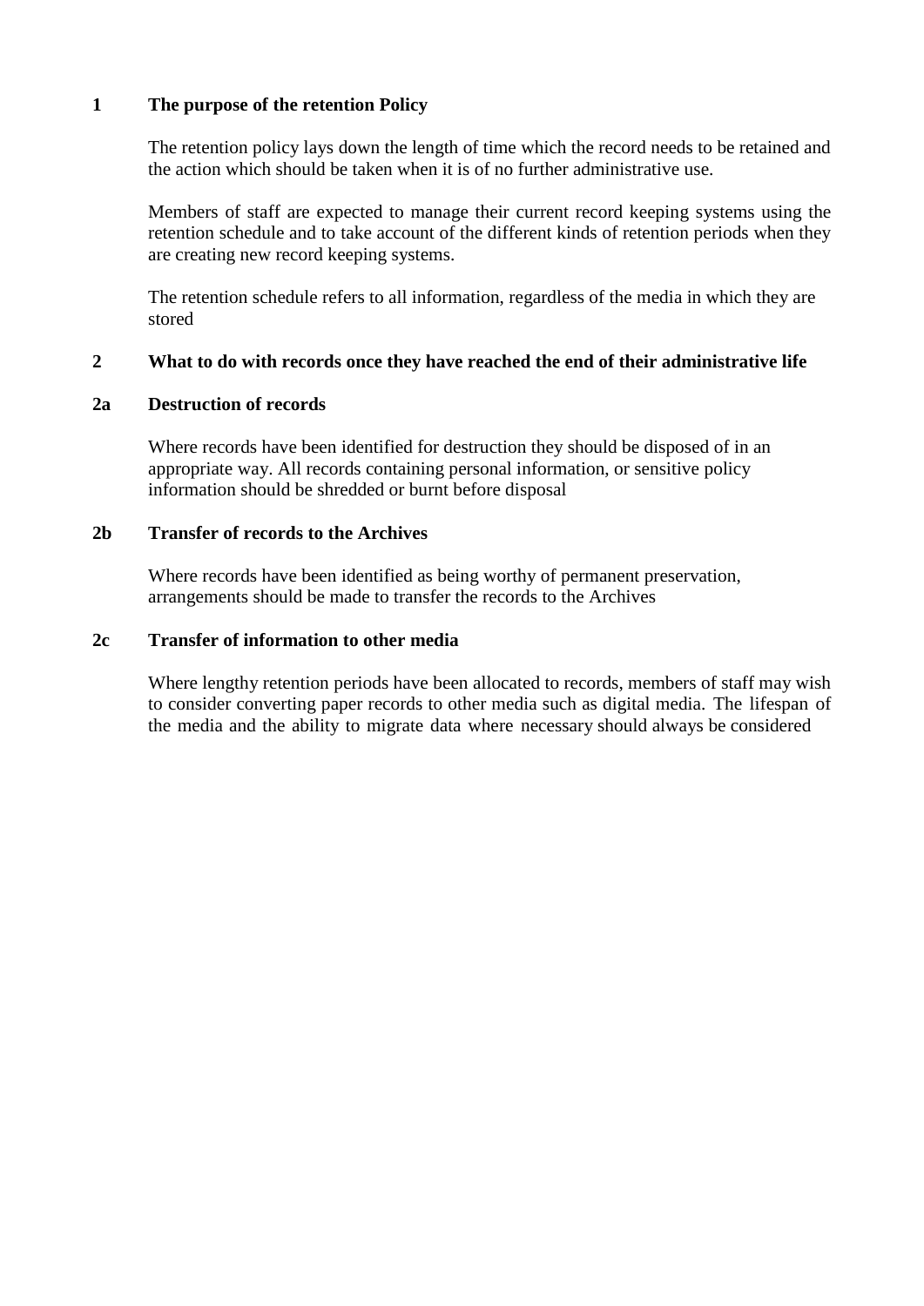## 1 The purpose of the retention Policy

The retention policy lays down the length of time which the record needs to be retained and the action which should be taken when it is of no further administrative use.

Members of staff are expected to manage their current record keeping systems using the retention schedule and to take account of the different kinds of retention periods when they are creating new record keeping systems.

The retention schedule refers to all information, regardless of the media in which they are stored

## 2 What to do with records once they have reached the end of their administrative life

### 2a Destruction of records

Where records have been identified for destruction they should be disposed of in an appropriate way. All records containing personal information, or sensitive policy information should be shredded or burnt before disposal

### 2b Transfer of records to the Archives

Where records have been identified as being worthy of permanent preservation, arrangements should be made to transfer the records to the Archives

### 2c Transfer of information to other media

Where lengthy retention periods have been allocated to records, members of staff may wish to consider converting paper records to other media such as digital media. The lifespan of the media and the ability to migrate data where necessary should always be considered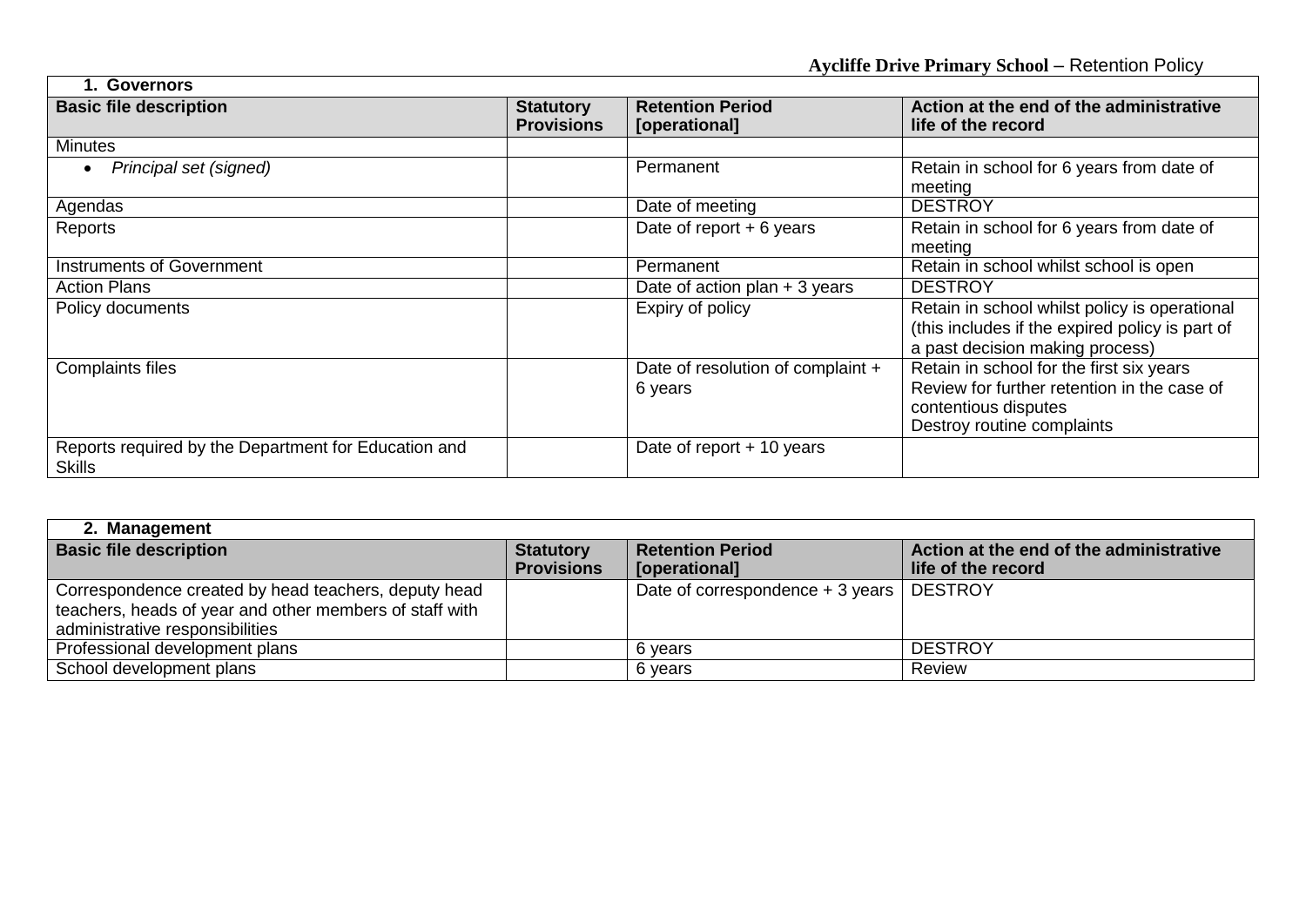| 1. Governors | | | |
|---|---|---|---|
| **Basic file description** | **Statutory Provisions** | **Retention Period [operational]** | **Action at the end of the administrative life of the record** |
| Minutes | | | |
| • *Principal set (signed)* | | Permanent | Retain in school for 6 years from date of meeting |
| Agendas | | Date of meeting | DESTROY |
| Reports | | Date of report + 6 years | Retain in school for 6 years from date of meeting |
| Instruments of Government | | Permanent | Retain in school whilst school is open |
| Action Plans | | Date of action plan + 3 years | DESTROY |
| Policy documents | | Expiry of policy | Retain in school whilst policy is operational (this includes if the expired policy is part of a past decision making process) |
| Complaints files | | Date of resolution of complaint + 6 years | Retain in school for the first six years<br>Review for further retention in the case of contentious disputes<br>Destroy routine complaints |
| Reports required by the Department for Education and Skills | | Date of report + 10 years | |

| 2. Management | | | |
|---|---|---|---|
| **Basic file description** | **Statutory Provisions** | **Retention Period [operational]** | **Action at the end of the administrative life of the record** |
| Correspondence created by head teachers, deputy head teachers, heads of year and other members of staff with administrative responsibilities | | Date of correspondence + 3 years | DESTROY |
| Professional development plans | | 6 years | DESTROY |
| School development plans | | 6 years | Review |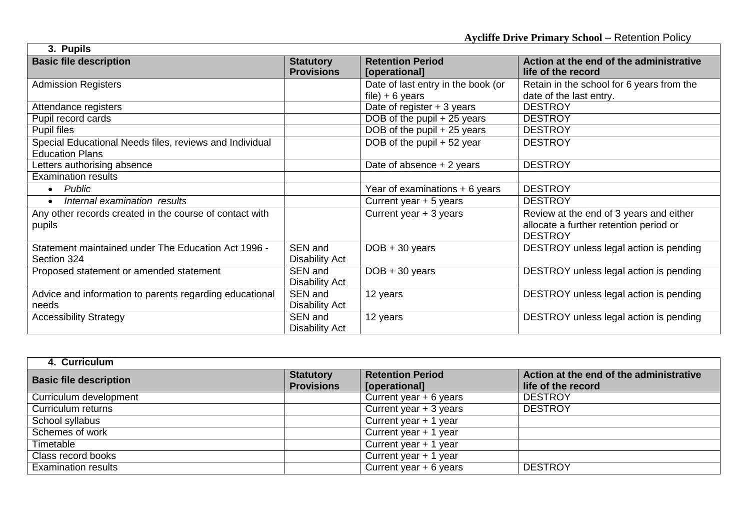| 3. Pupils | | | |
|---|---|---|---|
| **Basic file description** | **Statutory Provisions** | **Retention Period [operational]** | **Action at the end of the administrative life of the record** |
| Admission Registers | | Date of last entry in the book (or file) + 6 years | Retain in the school for 6 years from the date of the last entry. |
| Attendance registers | | Date of register + 3 years | DESTROY |
| Pupil record cards | | DOB of the pupil + 25 years | DESTROY |
| Pupil files | | DOB of the pupil + 25 years | DESTROY |
| Special Educational Needs files, reviews and Individual Education Plans | | DOB of the pupil + 52 year | DESTROY |
| Letters authorising absence | | Date of absence + 2 years | DESTROY |
| Examination results | | | |
| • *Public* | | Year of examinations + 6 years | DESTROY |
| • *Internal examination results* | | Current year + 5 years | DESTROY |
| Any other records created in the course of contact with pupils | | Current year + 3 years | Review at the end of 3 years and either allocate a further retention period or DESTROY |
| Statement maintained under The Education Act 1996 - Section 324 | SEN and Disability Act | DOB + 30 years | DESTROY unless legal action is pending |
| Proposed statement or amended statement | SEN and Disability Act | DOB + 30 years | DESTROY unless legal action is pending |
| Advice and information to parents regarding educational needs | SEN and Disability Act | 12 years | DESTROY unless legal action is pending |
| Accessibility Strategy | SEN and Disability Act | 12 years | DESTROY unless legal action is pending |

| 4. Curriculum | | | |
|---|---|---|---|
| **Basic file description** | **Statutory Provisions** | **Retention Period [operational]** | **Action at the end of the administrative life of the record** |
| Curriculum development | | Current year + 6 years | DESTROY |
| Curriculum returns | | Current year + 3 years | DESTROY |
| School syllabus | | Current year + 1 year | |
| Schemes of work | | Current year + 1 year | |
| Timetable | | Current year + 1 year | |
| Class record books | | Current year + 1 year | |
| Examination results | | Current year + 6 years | DESTROY |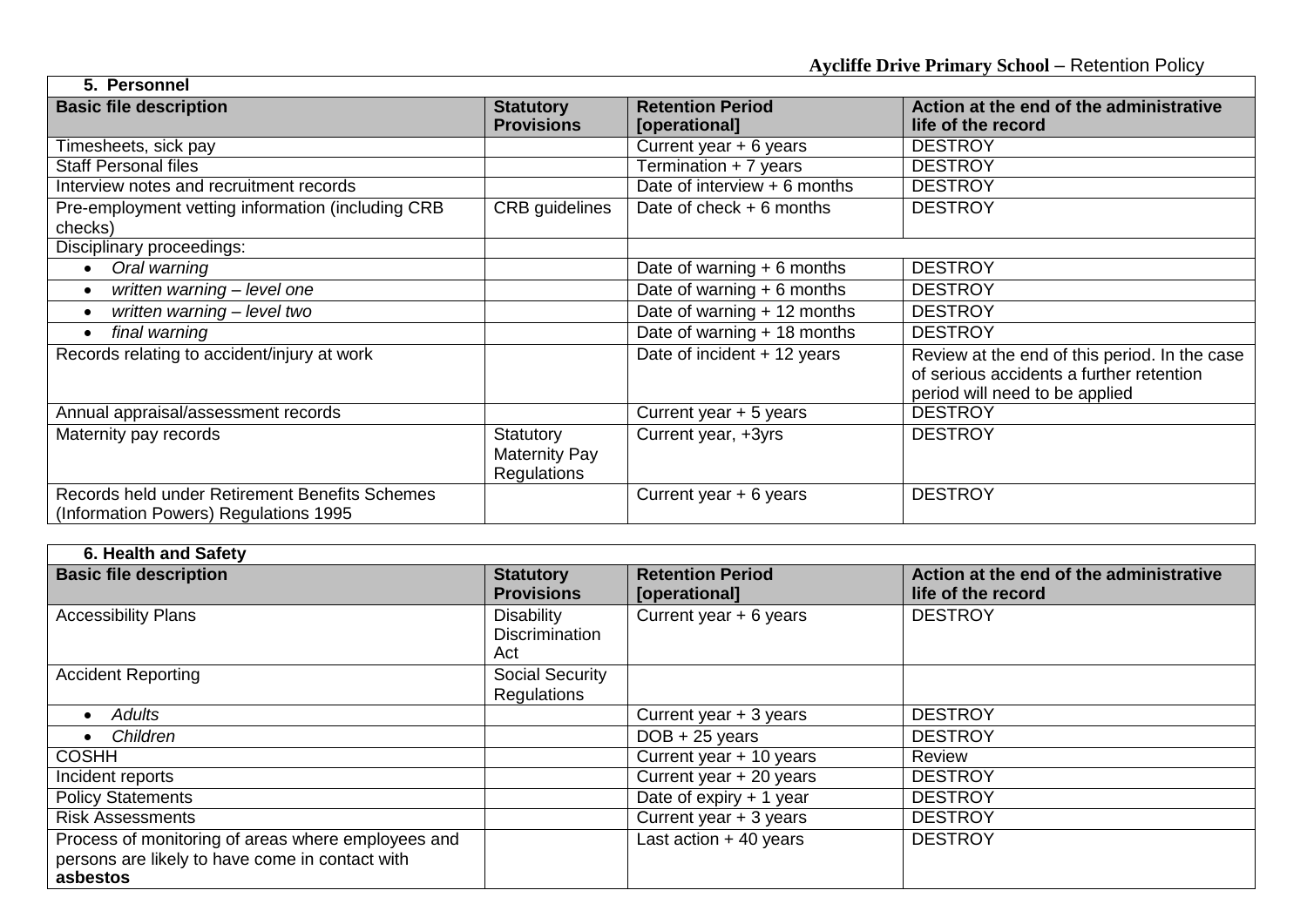## 5. Personnel

| Basic file description | Statutory Provisions | Retention Period [operational] | Action at the end of the administrative life of the record |
|---|---|---|---|
| Timesheets, sick pay | | Current year + 6 years | DESTROY |
| Staff Personal files | | Termination + 7 years | DESTROY |
| Interview notes and recruitment records | | Date of interview + 6 months | DESTROY |
| Pre-employment vetting information (including CRB checks) | CRB guidelines | Date of check + 6 months | DESTROY |
| Disciplinary proceedings: | | | |
| • *Oral warning* | | Date of warning + 6 months | DESTROY |
| • *written warning – level one* | | Date of warning + 6 months | DESTROY |
| • *written warning – level two* | | Date of warning + 12 months | DESTROY |
| • *final warning* | | Date of warning + 18 months | DESTROY |
| Records relating to accident/injury at work | | Date of incident + 12 years | Review at the end of this period. In the case of serious accidents a further retention period will need to be applied |
| Annual appraisal/assessment records | | Current year + 5 years | DESTROY |
| Maternity pay records | Statutory Maternity Pay Regulations | Current year, +3yrs | DESTROY |
| Records held under Retirement Benefits Schemes (Information Powers) Regulations 1995 | | Current year + 6 years | DESTROY |

## 6. Health and Safety

| Basic file description | Statutory Provisions | Retention Period [operational] | Action at the end of the administrative life of the record |
|---|---|---|---|
| Accessibility Plans | Disability Discrimination Act | Current year + 6 years | DESTROY |
| Accident Reporting | Social Security Regulations | | |
| • *Adults* | | Current year + 3 years | DESTROY |
| • *Children* | | DOB + 25 years | DESTROY |
| COSHH | | Current year + 10 years | Review |
| Incident reports | | Current year + 20 years | DESTROY |
| Policy Statements | | Date of expiry + 1 year | DESTROY |
| Risk Assessments | | Current year + 3 years | DESTROY |
| Process of monitoring of areas where employees and persons are likely to have come in contact with **asbestos** | | Last action + 40 years | DESTROY |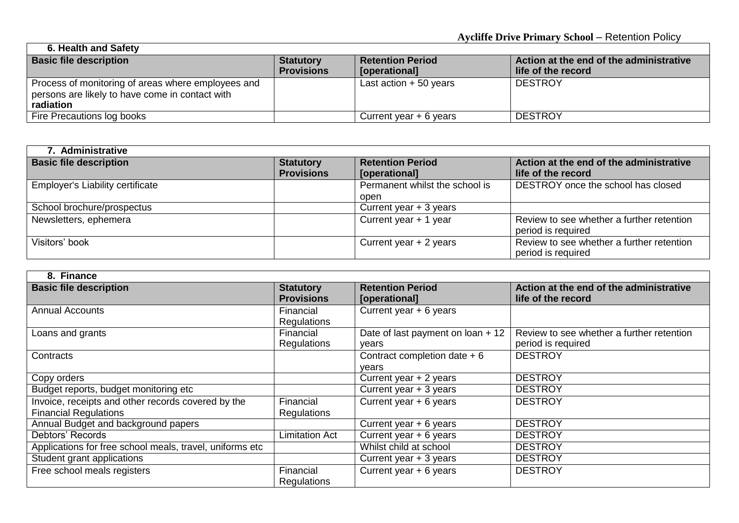| 6. Health and Safety | | | |
|---|---|---|---|
| **Basic file description** | **Statutory Provisions** | **Retention Period [operational]** | **Action at the end of the administrative life of the record** |
| Process of monitoring of areas where employees and persons are likely to have come in contact with radiation | | Last action + 50 years | DESTROY |
| Fire Precautions log books | | Current year + 6 years | DESTROY |

| 7. Administrative | | | |
|---|---|---|---|
| **Basic file description** | **Statutory Provisions** | **Retention Period [operational]** | **Action at the end of the administrative life of the record** |
| Employer's Liability certificate | | Permanent whilst the school is open | DESTROY once the school has closed |
| School brochure/prospectus | | Current year + 3 years | |
| Newsletters, ephemera | | Current year + 1 year | Review to see whether a further retention period is required |
| Visitors' book | | Current year + 2 years | Review to see whether a further retention period is required |

| 8. Finance | | | |
|---|---|---|---|
| **Basic file description** | **Statutory Provisions** | **Retention Period [operational]** | **Action at the end of the administrative life of the record** |
| Annual Accounts | Financial Regulations | Current year + 6 years | |
| Loans and grants | Financial Regulations | Date of last payment on loan + 12 years | Review to see whether a further retention period is required |
| Contracts | | Contract completion date + 6 years | DESTROY |
| Copy orders | | Current year + 2 years | DESTROY |
| Budget reports, budget monitoring etc | | Current year + 3 years | DESTROY |
| Invoice, receipts and other records covered by the Financial Regulations | Financial Regulations | Current year + 6 years | DESTROY |
| Annual Budget and background papers | | Current year + 6 years | DESTROY |
| Debtors' Records | Limitation Act | Current year + 6 years | DESTROY |
| Applications for free school meals, travel, uniforms etc | | Whilst child at school | DESTROY |
| Student grant applications | | Current year + 3 years | DESTROY |
| Free school meals registers | Financial Regulations | Current year + 6 years | DESTROY |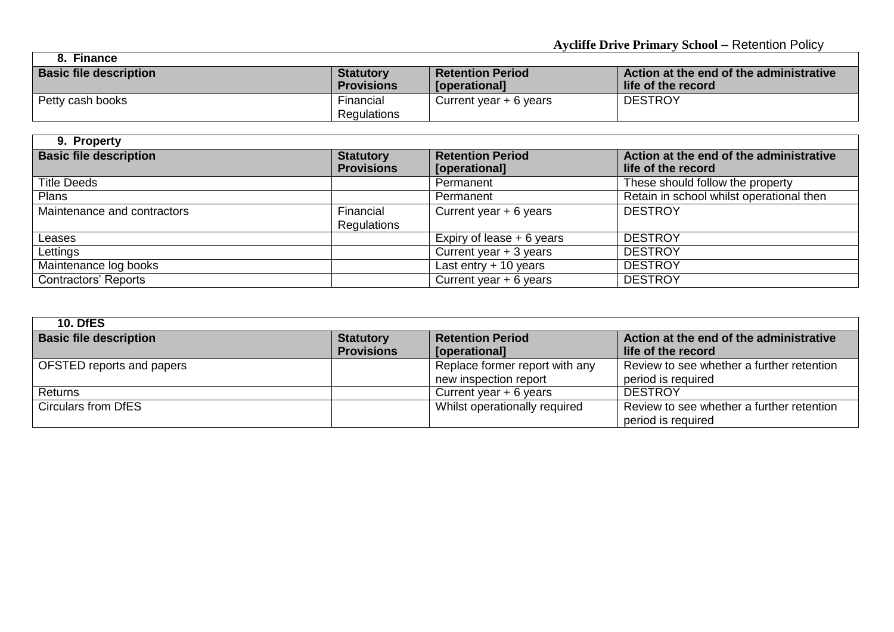**8. Finance**

| Basic file description | Statutory Provisions | Retention Period [operational] | Action at the end of the administrative life of the record |
|---|---|---|---|
| Petty cash books | Financial Regulations | Current year + 6 years | DESTROY |

**9. Property**

| Basic file description | Statutory Provisions | Retention Period [operational] | Action at the end of the administrative life of the record |
|---|---|---|---|
| Title Deeds | | Permanent | These should follow the property |
| Plans | | Permanent | Retain in school whilst operational then |
| Maintenance and contractors | Financial Regulations | Current year + 6 years | DESTROY |
| Leases | | Expiry of lease + 6 years | DESTROY |
| Lettings | | Current year + 3 years | DESTROY |
| Maintenance log books | | Last entry + 10 years | DESTROY |
| Contractors' Reports | | Current year + 6 years | DESTROY |

**10. DfES**

| Basic file description | Statutory Provisions | Retention Period [operational] | Action at the end of the administrative life of the record |
|---|---|---|---|
| OFSTED reports and papers | | Replace former report with any new inspection report | Review to see whether a further retention period is required |
| Returns | | Current year + 6 years | DESTROY |
| Circulars from DfES | | Whilst operationally required | Review to see whether a further retention period is required |